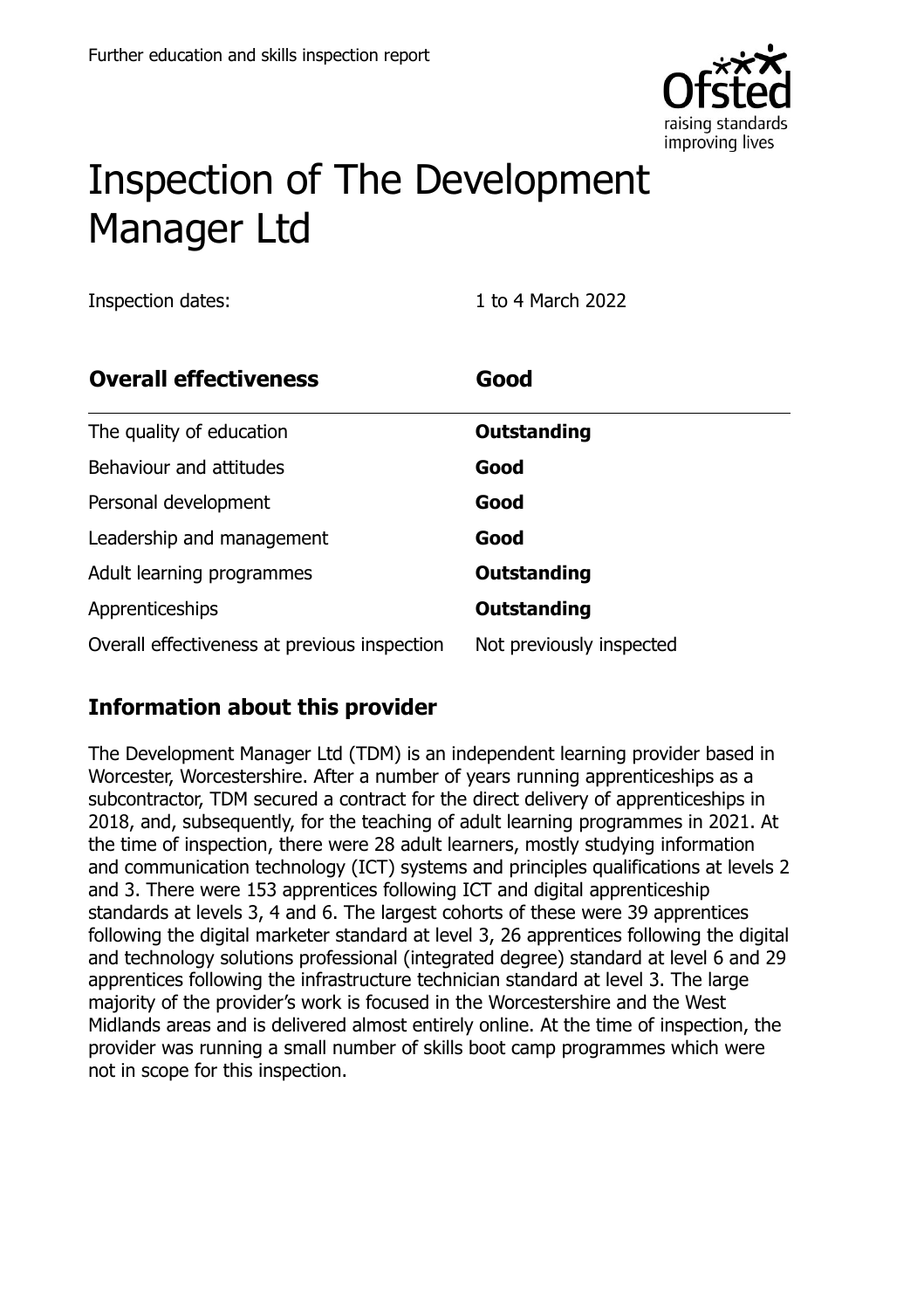# Inspection of The Development Manager Ltd

Inspection dates: 1 to 4 March 2022

| Overall effectiveness | Good |
| --- | --- |
| The quality of education | **Outstanding** |
| Behaviour and attitudes | **Good** |
| Personal development | **Good** |
| Leadership and management | **Good** |
| Adult learning programmes | **Outstanding** |
| Apprenticeships | **Outstanding** |
| Overall effectiveness at previous inspection | Not previously inspected |

## Information about this provider

The Development Manager Ltd (TDM) is an independent learning provider based in Worcester, Worcestershire. After a number of years running apprenticeships as a subcontractor, TDM secured a contract for the direct delivery of apprenticeships in 2018, and, subsequently, for the teaching of adult learning programmes in 2021. At the time of inspection, there were 28 adult learners, mostly studying information and communication technology (ICT) systems and principles qualifications at levels 2 and 3. There were 153 apprentices following ICT and digital apprenticeship standards at levels 3, 4 and 6. The largest cohorts of these were 39 apprentices following the digital marketer standard at level 3, 26 apprentices following the digital and technology solutions professional (integrated degree) standard at level 6 and 29 apprentices following the infrastructure technician standard at level 3. The large majority of the provider's work is focused in the Worcestershire and the West Midlands areas and is delivered almost entirely online. At the time of inspection, the provider was running a small number of skills boot camp programmes which were not in scope for this inspection.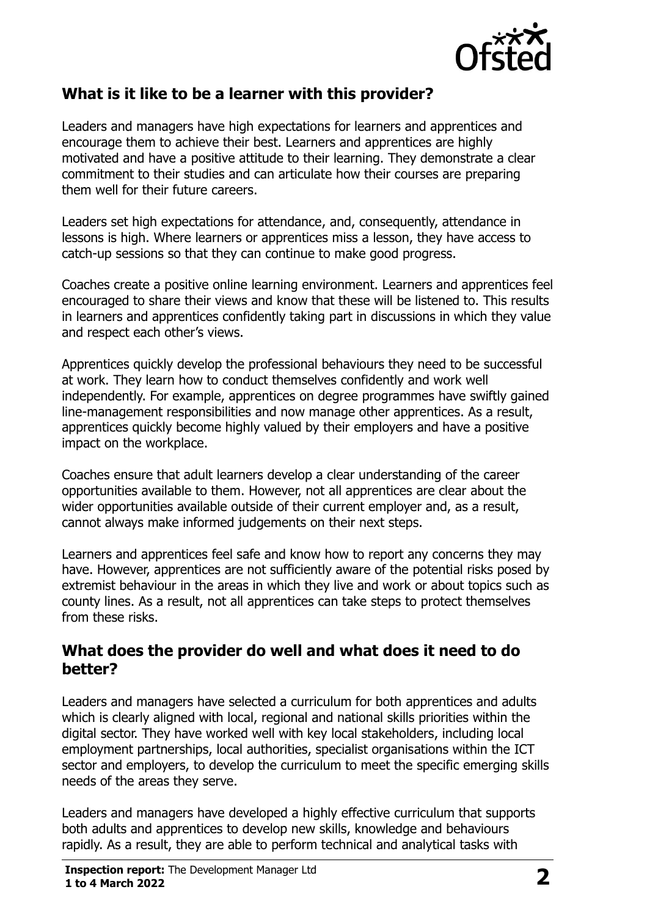## What is it like to be a learner with this provider?

Leaders and managers have high expectations for learners and apprentices and encourage them to achieve their best. Learners and apprentices are highly motivated and have a positive attitude to their learning. They demonstrate a clear commitment to their studies and can articulate how their courses are preparing them well for their future careers.

Leaders set high expectations for attendance, and, consequently, attendance in lessons is high. Where learners or apprentices miss a lesson, they have access to catch-up sessions so that they can continue to make good progress.

Coaches create a positive online learning environment. Learners and apprentices feel encouraged to share their views and know that these will be listened to. This results in learners and apprentices confidently taking part in discussions in which they value and respect each other's views.

Apprentices quickly develop the professional behaviours they need to be successful at work. They learn how to conduct themselves confidently and work well independently. For example, apprentices on degree programmes have swiftly gained line-management responsibilities and now manage other apprentices. As a result, apprentices quickly become highly valued by their employers and have a positive impact on the workplace.

Coaches ensure that adult learners develop a clear understanding of the career opportunities available to them. However, not all apprentices are clear about the wider opportunities available outside of their current employer and, as a result, cannot always make informed judgements on their next steps.

Learners and apprentices feel safe and know how to report any concerns they may have. However, apprentices are not sufficiently aware of the potential risks posed by extremist behaviour in the areas in which they live and work or about topics such as county lines. As a result, not all apprentices can take steps to protect themselves from these risks.

## What does the provider do well and what does it need to do better?

Leaders and managers have selected a curriculum for both apprentices and adults which is clearly aligned with local, regional and national skills priorities within the digital sector. They have worked well with key local stakeholders, including local employment partnerships, local authorities, specialist organisations within the ICT sector and employers, to develop the curriculum to meet the specific emerging skills needs of the areas they serve.

Leaders and managers have developed a highly effective curriculum that supports both adults and apprentices to develop new skills, knowledge and behaviours rapidly. As a result, they are able to perform technical and analytical tasks with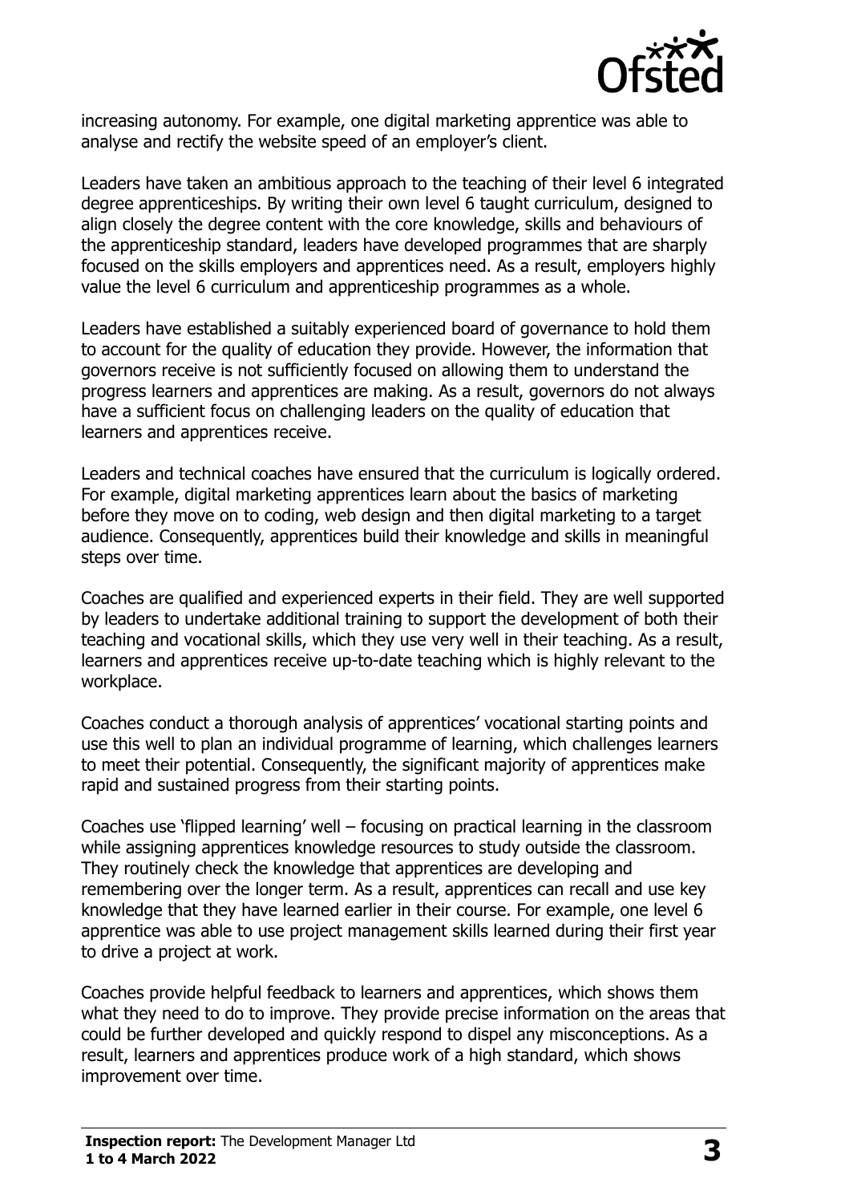increasing autonomy. For example, one digital marketing apprentice was able to analyse and rectify the website speed of an employer's client.

Leaders have taken an ambitious approach to the teaching of their level 6 integrated degree apprenticeships. By writing their own level 6 taught curriculum, designed to align closely the degree content with the core knowledge, skills and behaviours of the apprenticeship standard, leaders have developed programmes that are sharply focused on the skills employers and apprentices need. As a result, employers highly value the level 6 curriculum and apprenticeship programmes as a whole.

Leaders have established a suitably experienced board of governance to hold them to account for the quality of education they provide. However, the information that governors receive is not sufficiently focused on allowing them to understand the progress learners and apprentices are making. As a result, governors do not always have a sufficient focus on challenging leaders on the quality of education that learners and apprentices receive.

Leaders and technical coaches have ensured that the curriculum is logically ordered. For example, digital marketing apprentices learn about the basics of marketing before they move on to coding, web design and then digital marketing to a target audience. Consequently, apprentices build their knowledge and skills in meaningful steps over time.

Coaches are qualified and experienced experts in their field. They are well supported by leaders to undertake additional training to support the development of both their teaching and vocational skills, which they use very well in their teaching. As a result, learners and apprentices receive up-to-date teaching which is highly relevant to the workplace.

Coaches conduct a thorough analysis of apprentices' vocational starting points and use this well to plan an individual programme of learning, which challenges learners to meet their potential. Consequently, the significant majority of apprentices make rapid and sustained progress from their starting points.

Coaches use 'flipped learning' well – focusing on practical learning in the classroom while assigning apprentices knowledge resources to study outside the classroom. They routinely check the knowledge that apprentices are developing and remembering over the longer term. As a result, apprentices can recall and use key knowledge that they have learned earlier in their course. For example, one level 6 apprentice was able to use project management skills learned during their first year to drive a project at work.

Coaches provide helpful feedback to learners and apprentices, which shows them what they need to do to improve. They provide precise information on the areas that could be further developed and quickly respond to dispel any misconceptions. As a result, learners and apprentices produce work of a high standard, which shows improvement over time.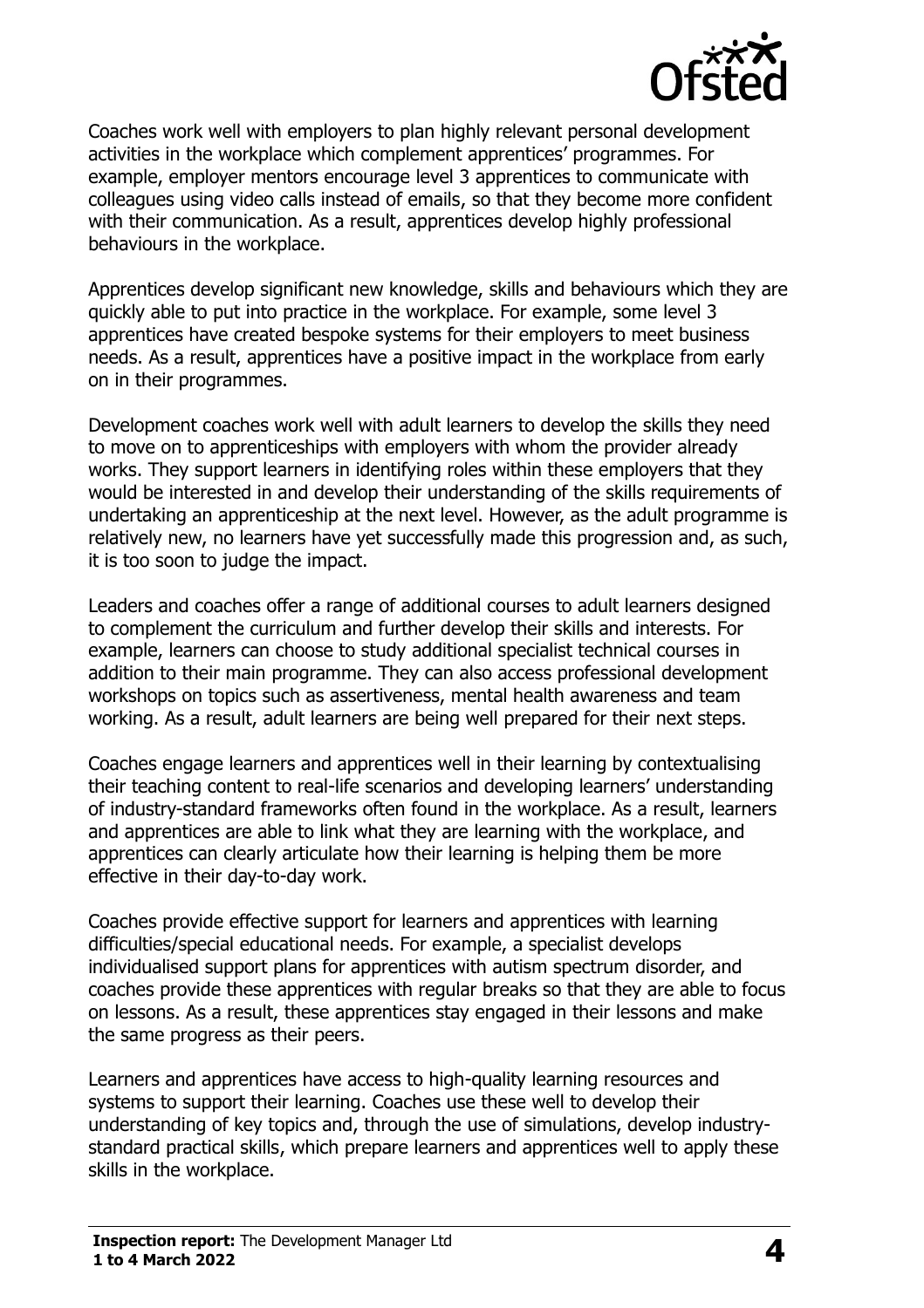Coaches work well with employers to plan highly relevant personal development activities in the workplace which complement apprentices' programmes. For example, employer mentors encourage level 3 apprentices to communicate with colleagues using video calls instead of emails, so that they become more confident with their communication. As a result, apprentices develop highly professional behaviours in the workplace.

Apprentices develop significant new knowledge, skills and behaviours which they are quickly able to put into practice in the workplace. For example, some level 3 apprentices have created bespoke systems for their employers to meet business needs. As a result, apprentices have a positive impact in the workplace from early on in their programmes.

Development coaches work well with adult learners to develop the skills they need to move on to apprenticeships with employers with whom the provider already works. They support learners in identifying roles within these employers that they would be interested in and develop their understanding of the skills requirements of undertaking an apprenticeship at the next level. However, as the adult programme is relatively new, no learners have yet successfully made this progression and, as such, it is too soon to judge the impact.

Leaders and coaches offer a range of additional courses to adult learners designed to complement the curriculum and further develop their skills and interests. For example, learners can choose to study additional specialist technical courses in addition to their main programme. They can also access professional development workshops on topics such as assertiveness, mental health awareness and team working. As a result, adult learners are being well prepared for their next steps.

Coaches engage learners and apprentices well in their learning by contextualising their teaching content to real-life scenarios and developing learners' understanding of industry-standard frameworks often found in the workplace. As a result, learners and apprentices are able to link what they are learning with the workplace, and apprentices can clearly articulate how their learning is helping them be more effective in their day-to-day work.

Coaches provide effective support for learners and apprentices with learning difficulties/special educational needs. For example, a specialist develops individualised support plans for apprentices with autism spectrum disorder, and coaches provide these apprentices with regular breaks so that they are able to focus on lessons. As a result, these apprentices stay engaged in their lessons and make the same progress as their peers.

Learners and apprentices have access to high-quality learning resources and systems to support their learning. Coaches use these well to develop their understanding of key topics and, through the use of simulations, develop industry-standard practical skills, which prepare learners and apprentices well to apply these skills in the workplace.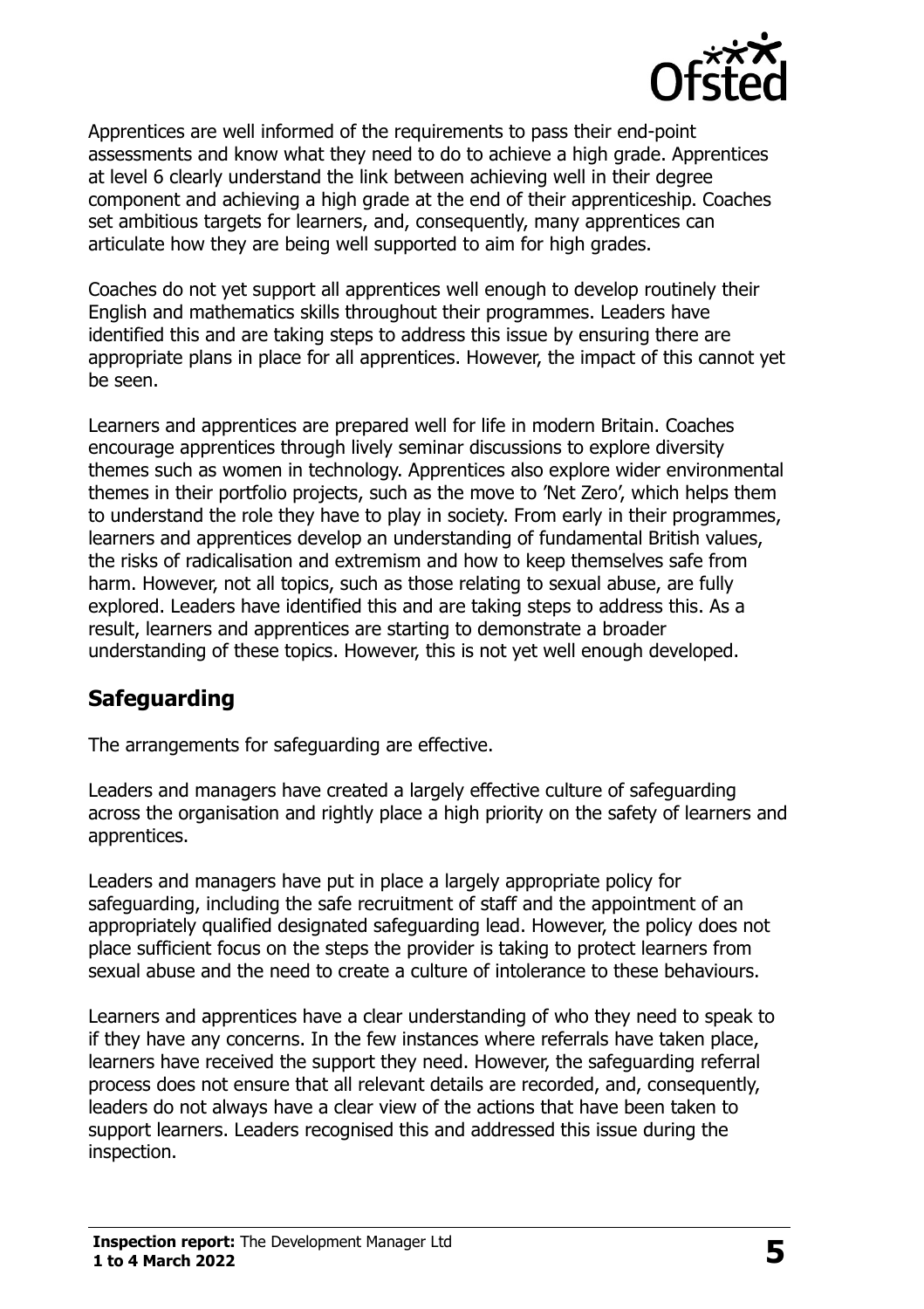Apprentices are well informed of the requirements to pass their end-point assessments and know what they need to do to achieve a high grade. Apprentices at level 6 clearly understand the link between achieving well in their degree component and achieving a high grade at the end of their apprenticeship. Coaches set ambitious targets for learners, and, consequently, many apprentices can articulate how they are being well supported to aim for high grades.

Coaches do not yet support all apprentices well enough to develop routinely their English and mathematics skills throughout their programmes. Leaders have identified this and are taking steps to address this issue by ensuring there are appropriate plans in place for all apprentices. However, the impact of this cannot yet be seen.

Learners and apprentices are prepared well for life in modern Britain. Coaches encourage apprentices through lively seminar discussions to explore diversity themes such as women in technology. Apprentices also explore wider environmental themes in their portfolio projects, such as the move to 'Net Zero', which helps them to understand the role they have to play in society. From early in their programmes, learners and apprentices develop an understanding of fundamental British values, the risks of radicalisation and extremism and how to keep themselves safe from harm. However, not all topics, such as those relating to sexual abuse, are fully explored. Leaders have identified this and are taking steps to address this. As a result, learners and apprentices are starting to demonstrate a broader understanding of these topics. However, this is not yet well enough developed.

## Safeguarding

The arrangements for safeguarding are effective.

Leaders and managers have created a largely effective culture of safeguarding across the organisation and rightly place a high priority on the safety of learners and apprentices.

Leaders and managers have put in place a largely appropriate policy for safeguarding, including the safe recruitment of staff and the appointment of an appropriately qualified designated safeguarding lead. However, the policy does not place sufficient focus on the steps the provider is taking to protect learners from sexual abuse and the need to create a culture of intolerance to these behaviours.

Learners and apprentices have a clear understanding of who they need to speak to if they have any concerns. In the few instances where referrals have taken place, learners have received the support they need. However, the safeguarding referral process does not ensure that all relevant details are recorded, and, consequently, leaders do not always have a clear view of the actions that have been taken to support learners. Leaders recognised this and addressed this issue during the inspection.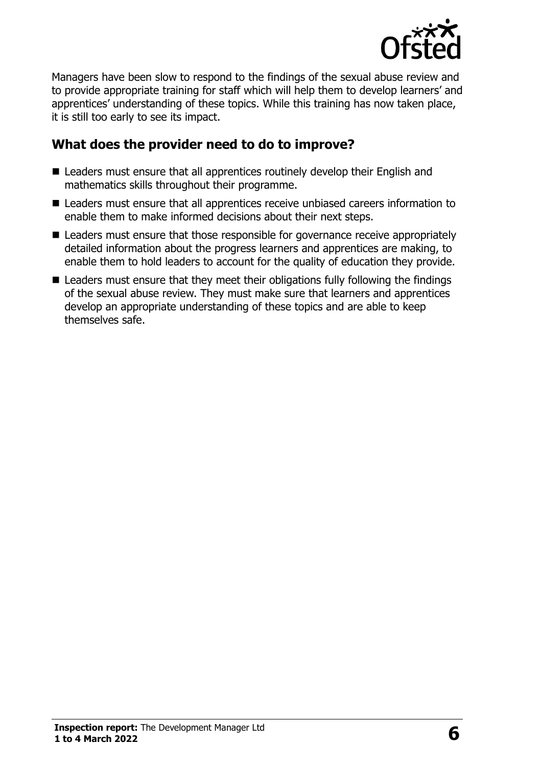Managers have been slow to respond to the findings of the sexual abuse review and to provide appropriate training for staff which will help them to develop learners' and apprentices' understanding of these topics. While this training has now taken place, it is still too early to see its impact.

## What does the provider need to do to improve?

- Leaders must ensure that all apprentices routinely develop their English and mathematics skills throughout their programme.
- Leaders must ensure that all apprentices receive unbiased careers information to enable them to make informed decisions about their next steps.
- Leaders must ensure that those responsible for governance receive appropriately detailed information about the progress learners and apprentices are making, to enable them to hold leaders to account for the quality of education they provide.
- Leaders must ensure that they meet their obligations fully following the findings of the sexual abuse review. They must make sure that learners and apprentices develop an appropriate understanding of these topics and are able to keep themselves safe.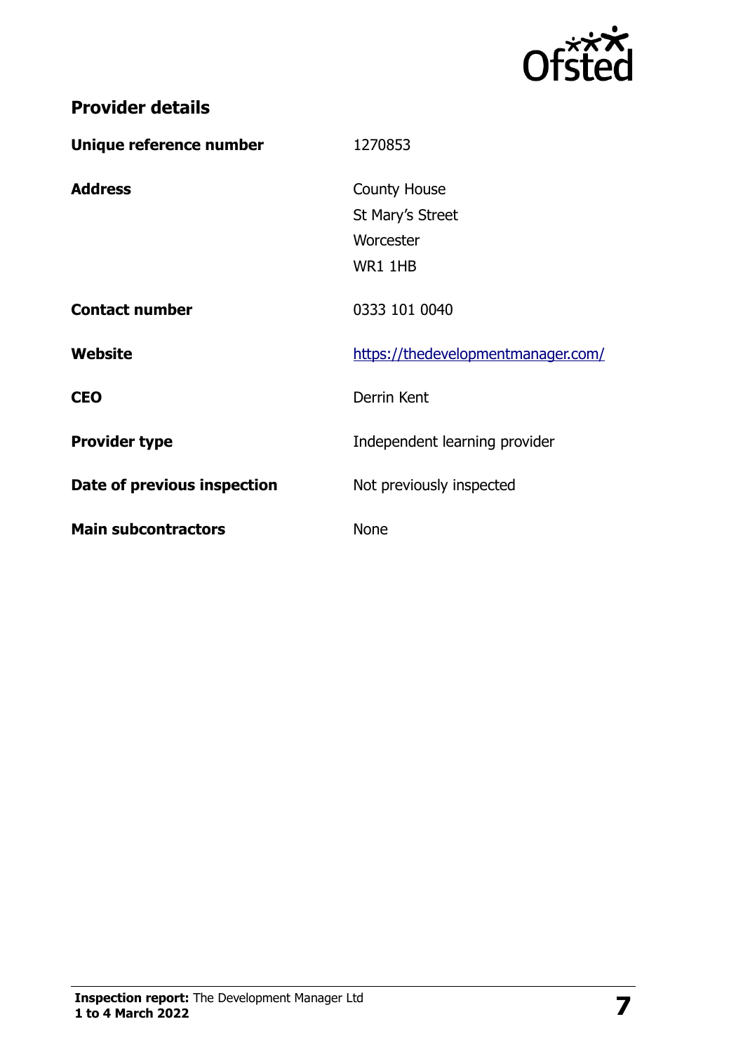## Provider details

| | |
|---|---|
| **Unique reference number** | 1270853 |
| **Address** | County House<br>St Mary's Street<br>Worcester<br>WR1 1HB |
| **Contact number** | 0333 101 0040 |
| **Website** | [https://thedevelopmentmanager.com/](https://thedevelopmentmanager.com/) |
| **CEO** | Derrin Kent |
| **Provider type** | Independent learning provider |
| **Date of previous inspection** | Not previously inspected |
| **Main subcontractors** | None |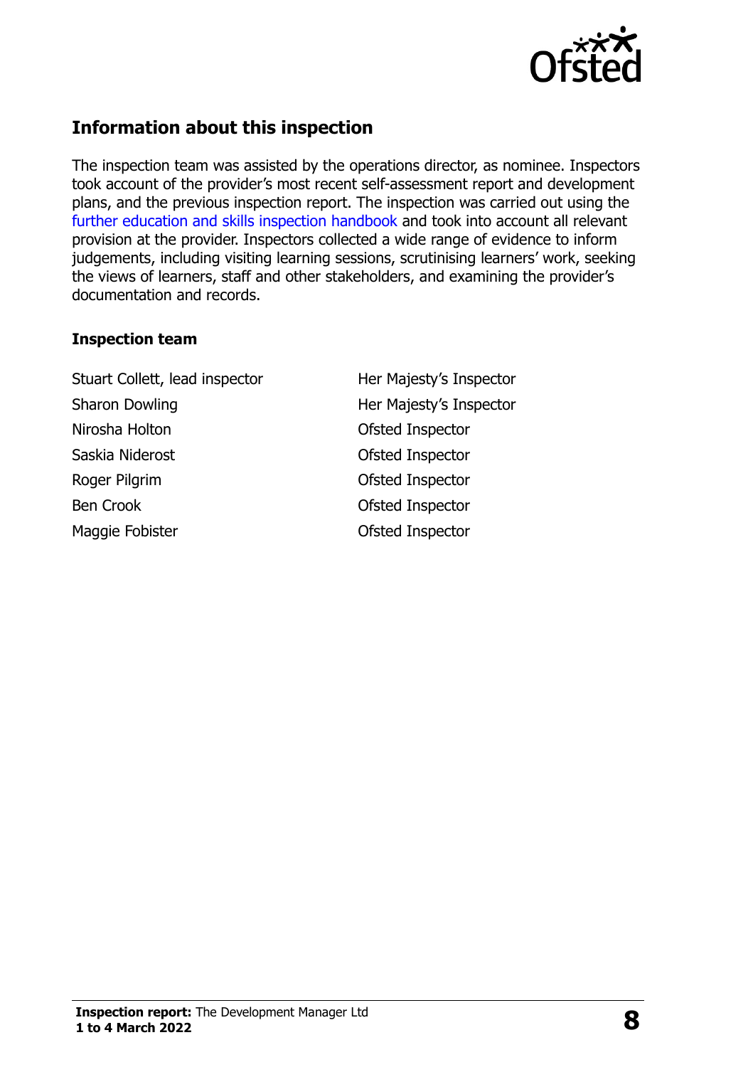## Information about this inspection

The inspection team was assisted by the operations director, as nominee. Inspectors took account of the provider's most recent self-assessment report and development plans, and the previous inspection report. The inspection was carried out using the further education and skills inspection handbook and took into account all relevant provision at the provider. Inspectors collected a wide range of evidence to inform judgements, including visiting learning sessions, scrutinising learners' work, seeking the views of learners, staff and other stakeholders, and examining the provider's documentation and records.

### Inspection team

| | |
|---|---|
| Stuart Collett, lead inspector | Her Majesty's Inspector |
| Sharon Dowling | Her Majesty's Inspector |
| Nirosha Holton | Ofsted Inspector |
| Saskia Niderost | Ofsted Inspector |
| Roger Pilgrim | Ofsted Inspector |
| Ben Crook | Ofsted Inspector |
| Maggie Fobister | Ofsted Inspector |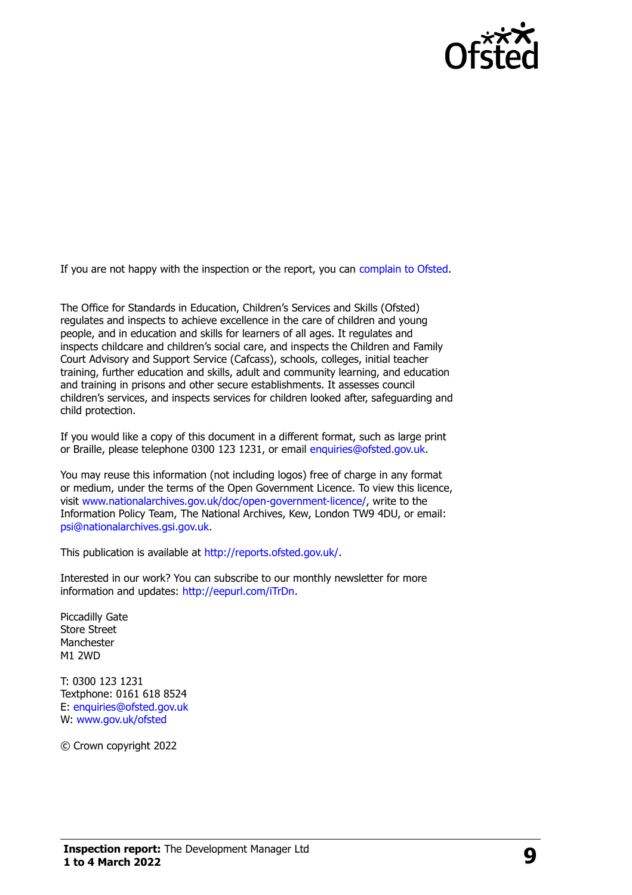If you are not happy with the inspection or the report, you can complain to Ofsted.

The Office for Standards in Education, Children's Services and Skills (Ofsted) regulates and inspects to achieve excellence in the care of children and young people, and in education and skills for learners of all ages. It regulates and inspects childcare and children's social care, and inspects the Children and Family Court Advisory and Support Service (Cafcass), schools, colleges, initial teacher training, further education and skills, adult and community learning, and education and training in prisons and other secure establishments. It assesses council children's services, and inspects services for children looked after, safeguarding and child protection.

If you would like a copy of this document in a different format, such as large print or Braille, please telephone 0300 123 1231, or email enquiries@ofsted.gov.uk.

You may reuse this information (not including logos) free of charge in any format or medium, under the terms of the Open Government Licence. To view this licence, visit www.nationalarchives.gov.uk/doc/open-government-licence/, write to the Information Policy Team, The National Archives, Kew, London TW9 4DU, or email: psi@nationalarchives.gsi.gov.uk.

This publication is available at http://reports.ofsted.gov.uk/.

Interested in our work? You can subscribe to our monthly newsletter for more information and updates: http://eepurl.com/iTrDn.

Piccadilly Gate
Store Street
Manchester
M1 2WD

T: 0300 123 1231
Textphone: 0161 618 8524
E: enquiries@ofsted.gov.uk
W: www.gov.uk/ofsted

© Crown copyright 2022